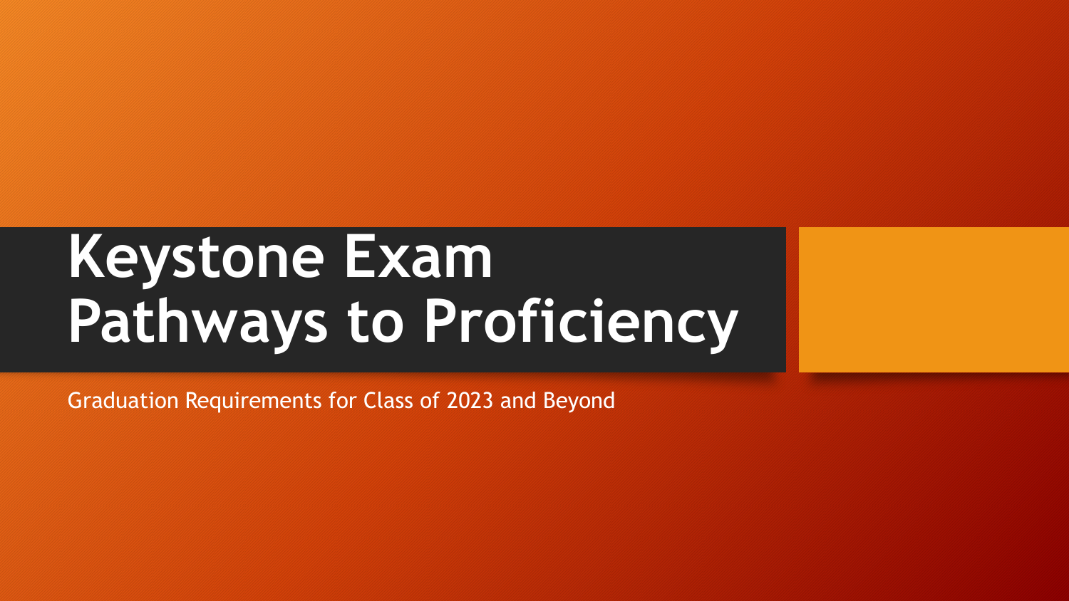# Keystone Exam Pathways to Proficiency

Graduation Requirements for Class of 2023 and Beyond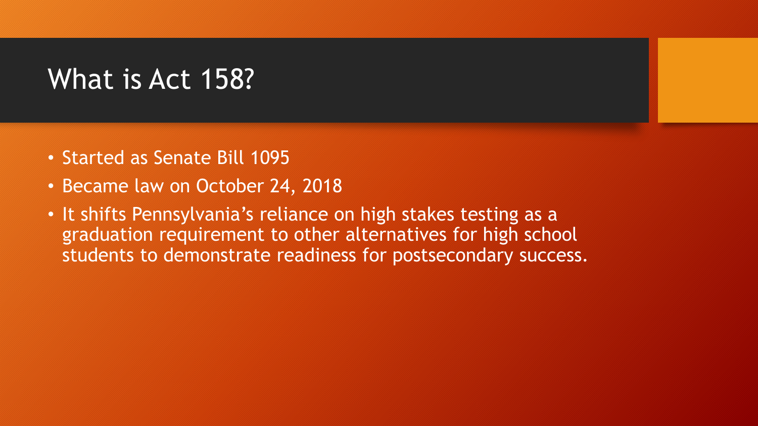# What is Act 158?

- Started as Senate Bill 1095
- Became law on October 24, 2018
- It shifts Pennsylvania's reliance on high stakes testing as a graduation requirement to other alternatives for high school students to demonstrate readiness for postsecondary success.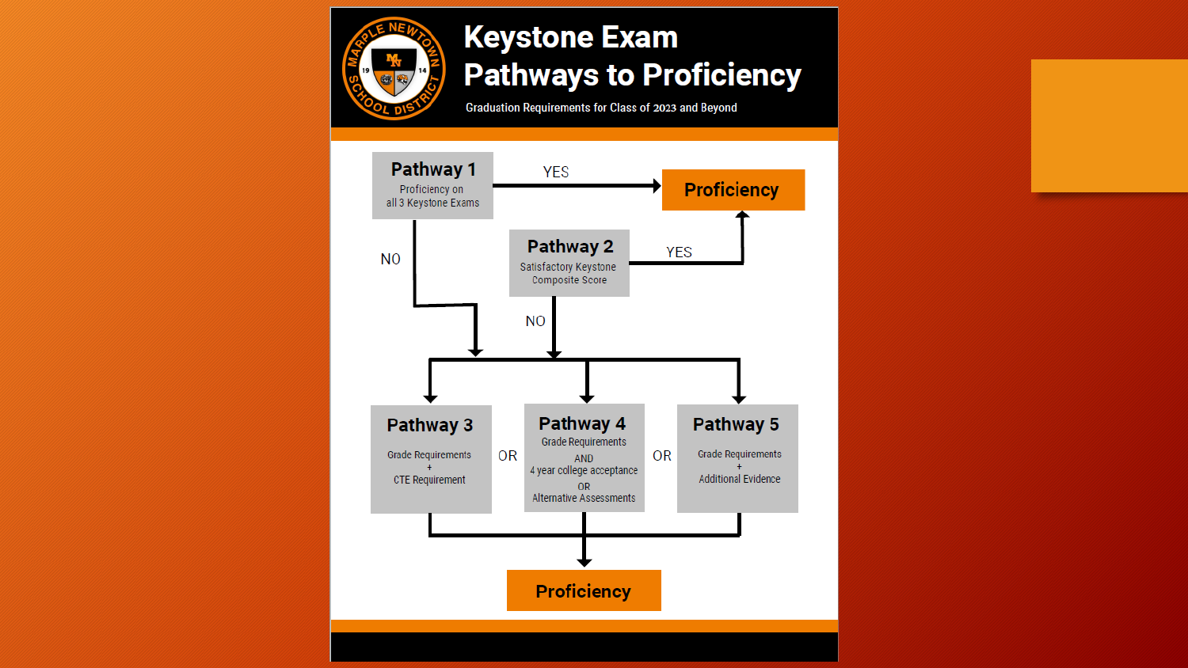# Keystone Exam Pathways to Proficiency

Graduation Requirements for Class of 2023 and Beyond

**Pathway 1**
Proficiency on all 3 Keystone Exams

YES → **Proficiency**

NO

**Pathway 2**
Satisfactory Keystone Composite Score

YES → **Proficiency**

NO

**Pathway 3**
Grade Requirements
+
CTE Requirement

OR

**Pathway 4**
Grade Requirements
AND
4 year college acceptance
OR
Alternative Assessments

OR

**Pathway 5**
Grade Requirements
+
Additional Evidence

**Proficiency**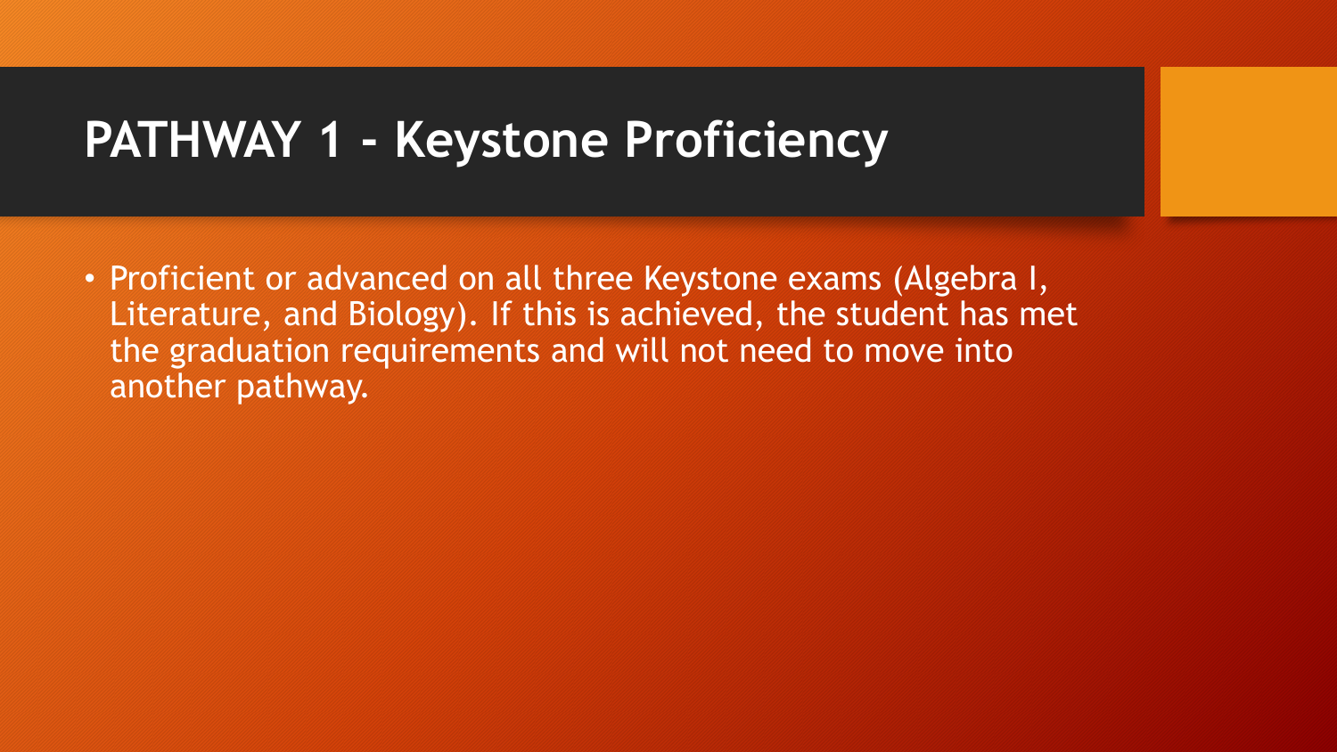# PATHWAY 1 - Keystone Proficiency

- Proficient or advanced on all three Keystone exams (Algebra I, Literature, and Biology). If this is achieved, the student has met the graduation requirements and will not need to move into another pathway.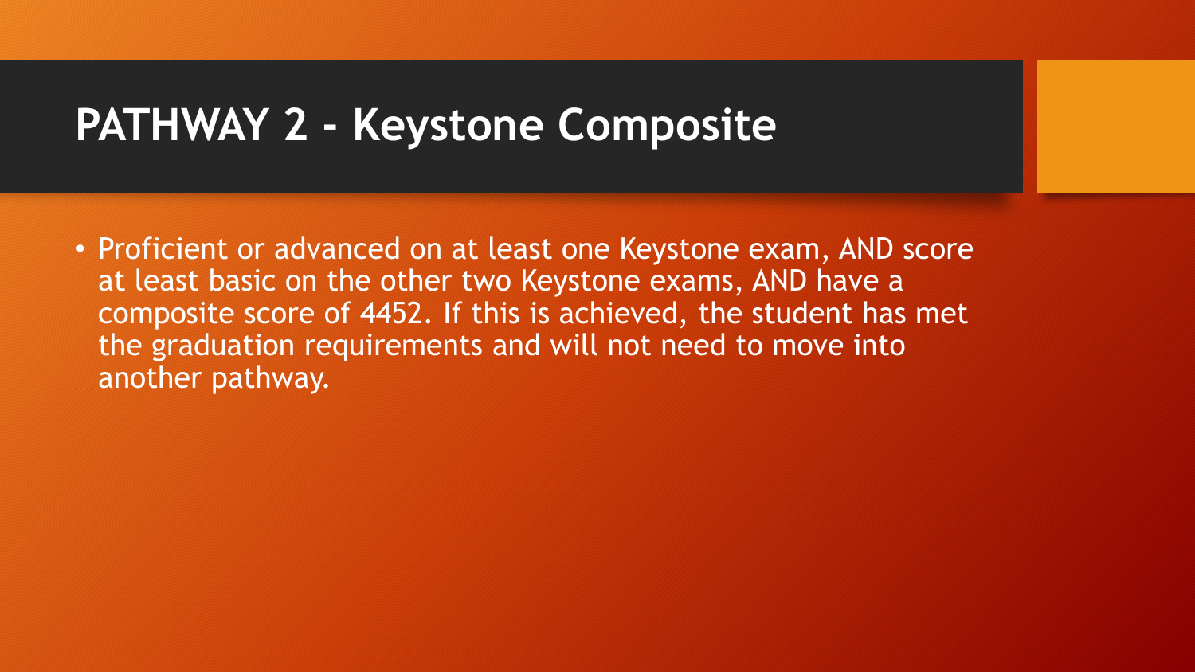# PATHWAY 2 - Keystone Composite

- Proficient or advanced on at least one Keystone exam, AND score at least basic on the other two Keystone exams, AND have a composite score of 4452. If this is achieved, the student has met the graduation requirements and will not need to move into another pathway.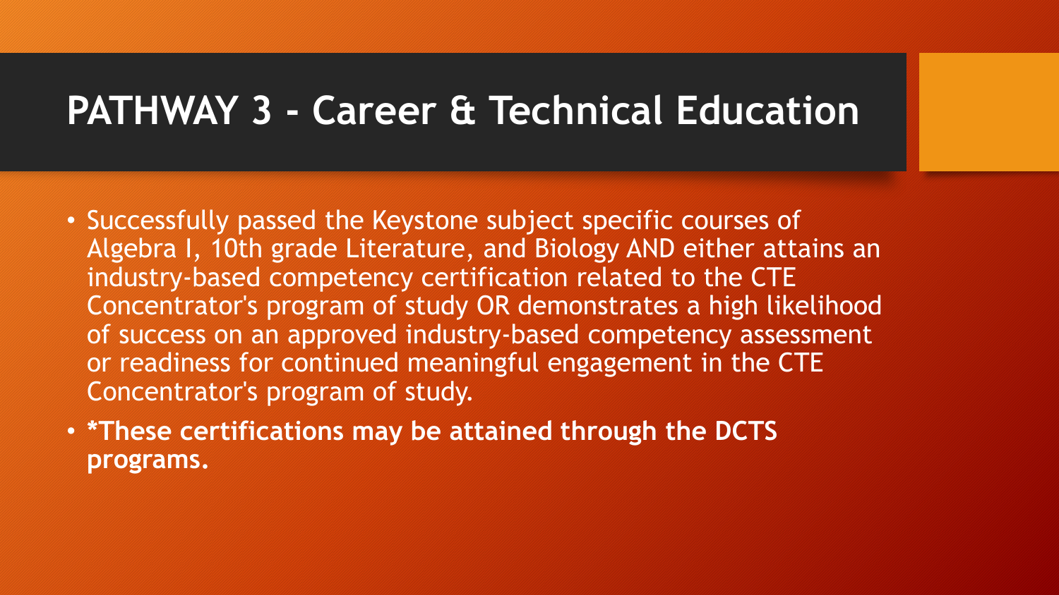# PATHWAY 3 - Career & Technical Education

- Successfully passed the Keystone subject specific courses of Algebra I, 10th grade Literature, and Biology AND either attains an industry-based competency certification related to the CTE Concentrator's program of study OR demonstrates a high likelihood of success on an approved industry-based competency assessment or readiness for continued meaningful engagement in the CTE Concentrator's program of study.
- ***These certifications may be attained through the DCTS programs.**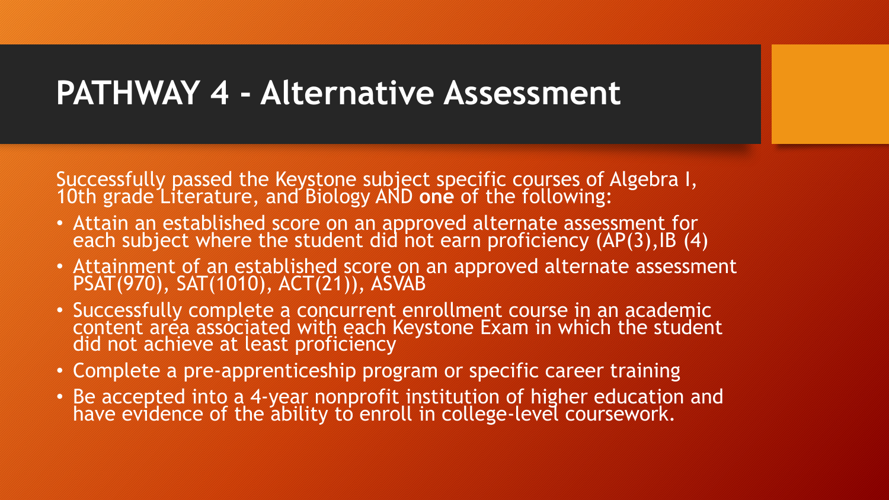# PATHWAY 4 - Alternative Assessment

Successfully passed the Keystone subject specific courses of Algebra I, 10th grade Literature, and Biology AND **one** of the following:

- Attain an established score on an approved alternate assessment for each subject where the student did not earn proficiency (AP(3),IB (4)
- Attainment of an established score on an approved alternate assessment PSAT(970), SAT(1010), ACT(21)), ASVAB
- Successfully complete a concurrent enrollment course in an academic content area associated with each Keystone Exam in which the student did not achieve at least proficiency
- Complete a pre-apprenticeship program or specific career training
- Be accepted into a 4-year nonprofit institution of higher education and have evidence of the ability to enroll in college-level coursework.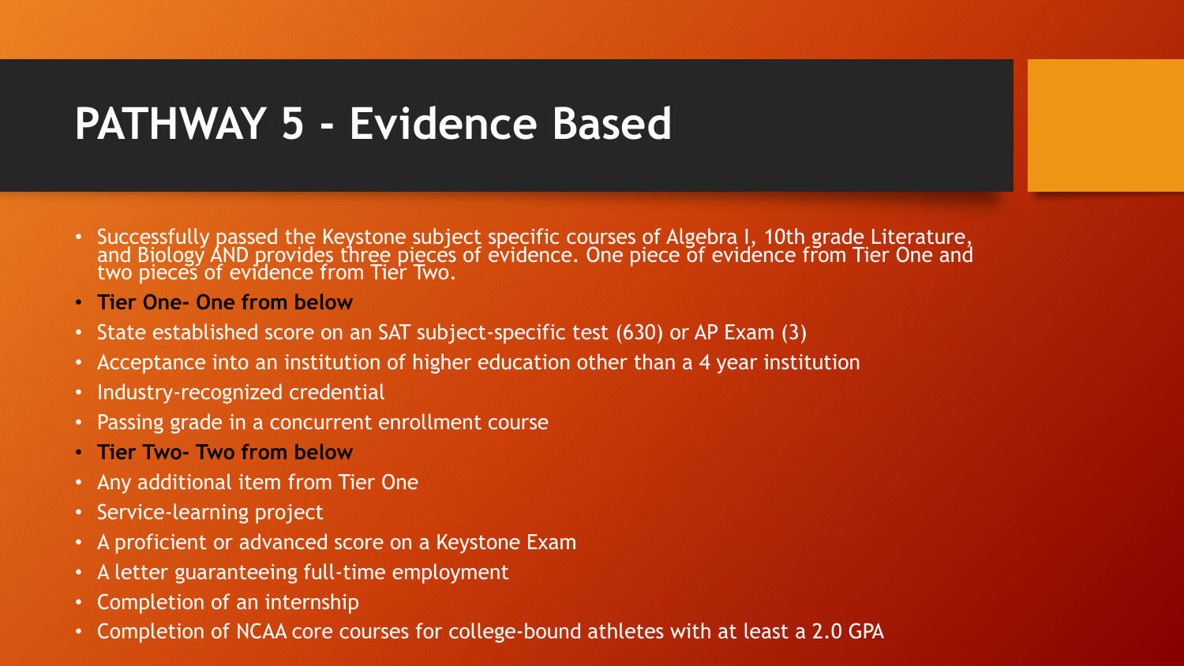# PATHWAY 5 - Evidence Based

- Successfully passed the Keystone subject specific courses of Algebra I, 10th grade Literature, and Biology AND provides three pieces of evidence. One piece of evidence from Tier One and two pieces of evidence from Tier Two.
- **Tier One- One from below**
- State established score on an SAT subject-specific test (630) or AP Exam (3)
- Acceptance into an institution of higher education other than a 4 year institution
- Industry-recognized credential
- Passing grade in a concurrent enrollment course
- **Tier Two- Two from below**
- Any additional item from Tier One
- Service-learning project
- A proficient or advanced score on a Keystone Exam
- A letter guaranteeing full-time employment
- Completion of an internship
- Completion of NCAA core courses for college-bound athletes with at least a 2.0 GPA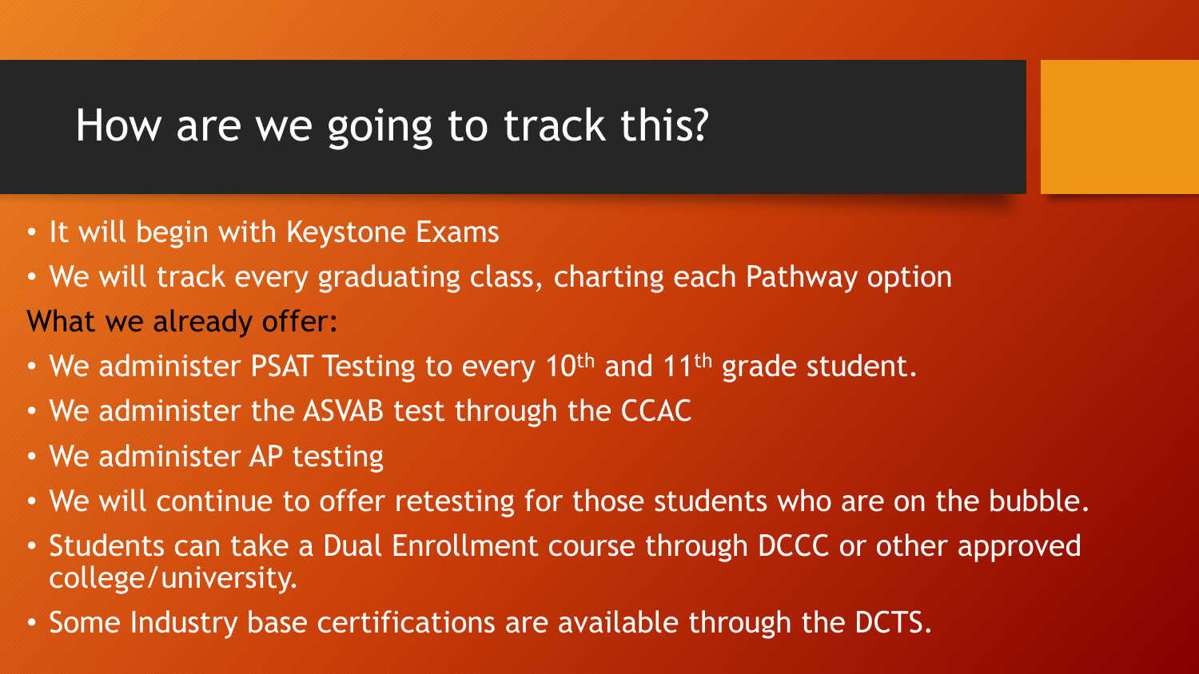# How are we going to track this?

- It will begin with Keystone Exams
- We will track every graduating class, charting each Pathway option

What we already offer:

- We administer PSAT Testing to every 10th and 11th grade student.
- We administer the ASVAB test through the CCAC
- We administer AP testing
- We will continue to offer retesting for those students who are on the bubble.
- Students can take a Dual Enrollment course through DCCC or other approved college/university.
- Some Industry base certifications are available through the DCTS.